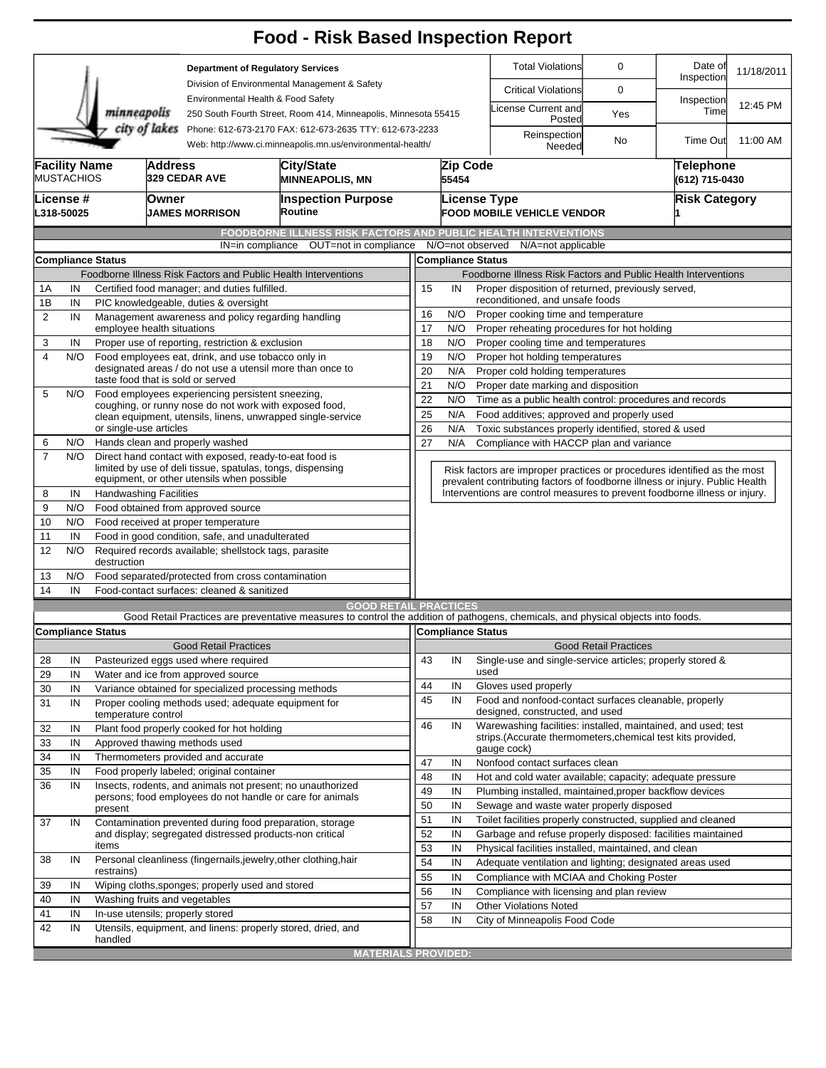# Food - Risk Based Inspection Report

**Department of Regulatory Services**
Division of Environmental Management & Safety
Environmental Health & Food Safety
250 South Fourth Street, Room 414, Minneapolis, Minnesota 55415
Phone: 612-673-2170 FAX: 612-673-2635 TTY: 612-673-2233
Web: http://www.ci.minneapolis.mn.us/environmental-health/

| Total Violations | 0 | Date of Inspection | 11/18/2011 |
|---|---|---|---|
| Critical Violations | 0 | Inspection Time | 12:45 PM |
| License Current and Posted | Yes | | |
| Reinspection Needed | No | Time Out | 11:00 AM |

| Facility Name | Address | City/State | Zip Code | Telephone |
|---|---|---|---|---|
| MUSTACHIOS | 329 CEDAR AVE | MINNEAPOLIS, MN | 55454 | (612) 715-0430 |

| License # | Owner | Inspection Purpose | License Type | Risk Category |
|---|---|---|---|---|
| L318-50025 | JAMES MORRISON | Routine | FOOD MOBILE VEHICLE VENDOR | 1 |

## FOODBORNE ILLNESS RISK FACTORS AND PUBLIC HEALTH INTERVENTIONS

IN=in compliance OUT=not in compliance N/O=not observed N/A=not applicable

| # | Compliance Status | Foodborne Illness Risk Factors and Public Health Interventions |
|---|---|---|
| 1A | IN | Certified food manager; and duties fulfilled. |
| 1B | IN | PIC knowledgeable, duties & oversight |
| 2 | IN | Management awareness and policy regarding handling employee health situations |
| 3 | IN | Proper use of reporting, restriction & exclusion |
| 4 | N/O | Food employees eat, drink, and use tobacco only in designated areas / do not use a utensil more than once to taste food that is sold or served |
| 5 | N/O | Food employees experiencing persistent sneezing, coughing, or runny nose do not work with exposed food, clean equipment, utensils, linens, unwrapped single-service or single-use articles |
| 6 | N/O | Hands clean and properly washed |
| 7 | N/O | Direct hand contact with exposed, ready-to-eat food is limited by use of deli tissue, spatulas, tongs, dispensing equipment, or other utensils when possible |
| 8 | IN | Handwashing Facilities |
| 9 | N/O | Food obtained from approved source |
| 10 | N/O | Food received at proper temperature |
| 11 | IN | Food in good condition, safe, and unadulterated |
| 12 | N/O | Required records available; shellstock tags, parasite destruction |
| 13 | N/O | Food separated/protected from cross contamination |
| 14 | IN | Food-contact surfaces: cleaned & sanitized |
| 15 | IN | Proper disposition of returned, previously served, reconditioned, and unsafe foods |
| 16 | N/O | Proper cooking time and temperature |
| 17 | N/O | Proper reheating procedures for hot holding |
| 18 | N/O | Proper cooling time and temperatures |
| 19 | N/O | Proper hot holding temperatures |
| 20 | N/A | Proper cold holding temperatures |
| 21 | N/O | Proper date marking and disposition |
| 22 | N/O | Time as a public health control: procedures and records |
| 25 | N/A | Food additives; approved and properly used |
| 26 | N/A | Toxic substances properly identified, stored & used |
| 27 | N/A | Compliance with HACCP plan and variance |

Risk factors are improper practices or procedures identified as the most prevalent contributing factors of foodborne illness or injury. Public Health Interventions are control measures to prevent foodborne illness or injury.

## GOOD RETAIL PRACTICES

Good Retail Practices are preventative measures to control the addition of pathogens, chemicals, and physical objects into foods.

| # | Compliance Status | Good Retail Practices |
|---|---|---|
| 28 | IN | Pasteurized eggs used where required |
| 29 | IN | Water and ice from approved source |
| 30 | IN | Variance obtained for specialized processing methods |
| 31 | IN | Proper cooling methods used; adequate equipment for temperature control |
| 32 | IN | Plant food properly cooked for hot holding |
| 33 | IN | Approved thawing methods used |
| 34 | IN | Thermometers provided and accurate |
| 35 | IN | Food properly labeled; original container |
| 36 | IN | Insects, rodents, and animals not present; no unauthorized persons; food employees do not handle or care for animals present |
| 37 | IN | Contamination prevented during food preparation, storage and display; segregated distressed products-non critical items |
| 38 | IN | Personal cleanliness (fingernails,jewelry,other clothing,hair restrains) |
| 39 | IN | Wiping cloths,sponges; properly used and stored |
| 40 | IN | Washing fruits and vegetables |
| 41 | IN | In-use utensils; properly stored |
| 42 | IN | Utensils, equipment, and linens: properly stored, dried, and handled |
| 43 | IN | Single-use and single-service articles; properly stored & used |
| 44 | IN | Gloves used properly |
| 45 | IN | Food and nonfood-contact surfaces cleanable, properly designed, constructed, and used |
| 46 | IN | Warewashing facilities: installed, maintained, and used; test strips.(Accurate thermometers,chemical test kits provided, gauge cock) |
| 47 | IN | Nonfood contact surfaces clean |
| 48 | IN | Hot and cold water available; capacity; adequate pressure |
| 49 | IN | Plumbing installed, maintained,proper backflow devices |
| 50 | IN | Sewage and waste water properly disposed |
| 51 | IN | Toilet facilities properly constructed, supplied and cleaned |
| 52 | IN | Garbage and refuse properly disposed: facilities maintained |
| 53 | IN | Physical facilities installed, maintained, and clean |
| 54 | IN | Adequate ventilation and lighting; designated areas used |
| 55 | IN | Compliance with MCIAA and Choking Poster |
| 56 | IN | Compliance with licensing and plan review |
| 57 | IN | Other Violations Noted |
| 58 | IN | City of Minneapolis Food Code |

## MATERIALS PROVIDED: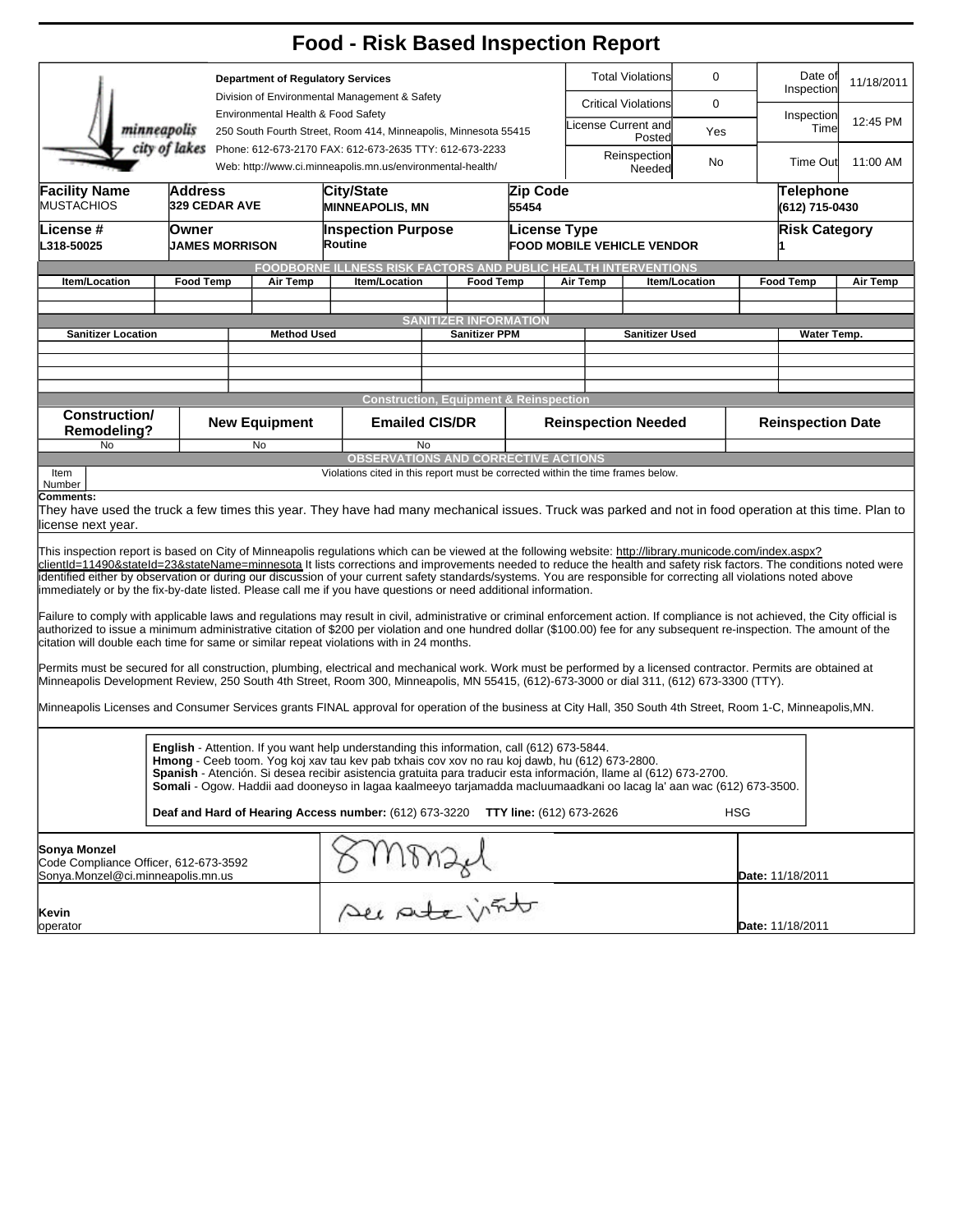# Food - Risk Based Inspection Report

**Department of Regulatory Services**
Division of Environmental Management & Safety
Environmental Health & Food Safety
250 South Fourth Street, Room 414, Minneapolis, Minnesota 55415
Phone: 612-673-2170 FAX: 612-673-2635 TTY: 612-673-2233
Web: http://www.ci.minneapolis.mn.us/environmental-health/

| | | | |
|---|---|---|---|
| Total Violations | 0 | Date of Inspection | 11/18/2011 |
| Critical Violations | 0 | Inspection Time | 12:45 PM |
| License Current and Posted | Yes | | |
| Reinspection Needed | No | Time Out | 11:00 AM |

| Facility Name | Address | City/State | Zip Code | Telephone |
|---|---|---|---|---|
| MUSTACHIOS | 329 CEDAR AVE | MINNEAPOLIS, MN | 55454 | (612) 715-0430 |

| License # | Owner | Inspection Purpose | License Type | Risk Category |
|---|---|---|---|---|
| L318-50025 | JAMES MORRISON | Routine | FOOD MOBILE VEHICLE VENDOR | 1 |

## FOODBORNE ILLNESS RISK FACTORS AND PUBLIC HEALTH INTERVENTIONS

| Item/Location | Food Temp | Air Temp | Item/Location | Food Temp | Air Temp | Item/Location | Food Temp | Air Temp |
|---|---|---|---|---|---|---|---|---|
| | | | | | | | | |

## SANITIZER INFORMATION

| Sanitizer Location | Method Used | Sanitizer PPM | Sanitizer Used | Water Temp. |
|---|---|---|---|---|
| | | | | |

## Construction, Equipment & Reinspection

| Construction/ Remodeling? | New Equipment | Emailed CIS/DR | Reinspection Needed | Reinspection Date |
|---|---|---|---|---|
| No | No | No | | |

## OBSERVATIONS AND CORRECTIVE ACTIONS

| Item Number | Violations cited in this report must be corrected within the time frames below. |
|---|---|

**Comments:**
They have used the truck a few times this year. They have had many mechanical issues. Truck was parked and not in food operation at this time. Plan to license next year.

This inspection report is based on City of Minneapolis regulations which can be viewed at the following website: http://library.municode.com/index.aspx?clientId=11490&stateId=23&stateName=minnesota It lists corrections and improvements needed to reduce the health and safety risk factors. The conditions noted were identified either by observation or during our discussion of your current safety standards/systems. You are responsible for correcting all violations noted above immediately or by the fix-by-date listed. Please call me if you have questions or need additional information.

Failure to comply with applicable laws and regulations may result in civil, administrative or criminal enforcement action. If compliance is not achieved, the City official is authorized to issue a minimum administrative citation of $200 per violation and one hundred dollar ($100.00) fee for any subsequent re-inspection. The amount of the citation will double each time for same or similar repeat violations with in 24 months.

Permits must be secured for all construction, plumbing, electrical and mechanical work. Work must be performed by a licensed contractor. Permits are obtained at Minneapolis Development Review, 250 South 4th Street, Room 300, Minneapolis, MN 55415, (612)-673-3000 or dial 311, (612) 673-3300 (TTY).

Minneapolis Licenses and Consumer Services grants FINAL approval for operation of the business at City Hall, 350 South 4th Street, Room 1-C, Minneapolis,MN.

**English** - Attention. If you want help understanding this information, call (612) 673-5844.
**Hmong** - Ceeb toom. Yog koj xav tau kev pab txhais cov xov no rau koj dawb, hu (612) 673-2800.
**Spanish** - Atención. Si desea recibir asistencia gratuita para traducir esta información, llame al (612) 673-2700.
**Somali** - Ogow. Haddii aad dooneyso in lagaa kaalmeeyo tarjamadda macluumaadkani oo lacag la' aan wac (612) 673-3500.

**Deaf and Hard of Hearing Access number:** (612) 673-3220 **TTY line:** (612) 673-2626 HSG

| | | |
|---|---|---|
| **Sonya Monzel**<br>Code Compliance Officer, 612-673-3592<br>Sonya.Monzel@ci.minneapolis.mn.us | SMonzel | **Date:** 11/18/2011 |
| **Kevin**<br>operator | see site visit | **Date:** 11/18/2011 |